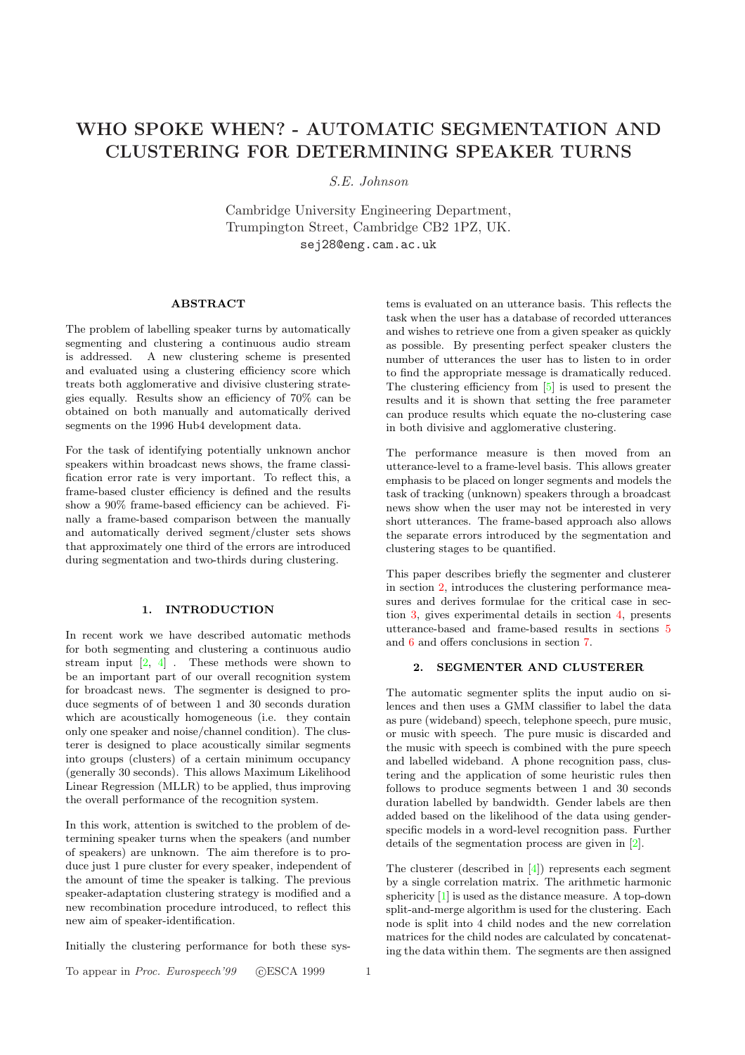# WHO SPOKE WHEN? - AUTOMATIC SEGMENTATION AND CLUSTERING FOR DETERMINING SPEAKER TURNS

*S.E. Johnson*

Cambridge University Engineering Department,
Trumpington Street, Cambridge CB2 1PZ, UK.
sej28@eng.cam.ac.uk

## ABSTRACT

The problem of labelling speaker turns by automatically segmenting and clustering a continuous audio stream is addressed. A new clustering scheme is presented and evaluated using a clustering efficiency score which treats both agglomerative and divisive clustering strategies equally. Results show an efficiency of 70% can be obtained on both manually and automatically derived segments on the 1996 Hub4 development data.

For the task of identifying potentially unknown anchor speakers within broadcast news shows, the frame classification error rate is very important. To reflect this, a frame-based cluster efficiency is defined and the results show a 90% frame-based efficiency can be achieved. Finally a frame-based comparison between the manually and automatically derived segment/cluster sets shows that approximately one third of the errors are introduced during segmentation and two-thirds during clustering.

## 1. INTRODUCTION

In recent work we have described automatic methods for both segmenting and clustering a continuous audio stream input [2, 4] . These methods were shown to be an important part of our overall recognition system for broadcast news. The segmenter is designed to produce segments of of between 1 and 30 seconds duration which are acoustically homogeneous (i.e. they contain only one speaker and noise/channel condition). The clusterer is designed to place acoustically similar segments into groups (clusters) of a certain minimum occupancy (generally 30 seconds). This allows Maximum Likelihood Linear Regression (MLLR) to be applied, thus improving the overall performance of the recognition system.

In this work, attention is switched to the problem of determining speaker turns when the speakers (and number of speakers) are unknown. The aim therefore is to produce just 1 pure cluster for every speaker, independent of the amount of time the speaker is talking. The previous speaker-adaptation clustering strategy is modified and a new recombination procedure introduced, to reflect this new aim of speaker-identification.

Initially the clustering performance for both these systems is evaluated on an utterance basis. This reflects the task when the user has a database of recorded utterances and wishes to retrieve one from a given speaker as quickly as possible. By presenting perfect speaker clusters the number of utterances the user has to listen to in order to find the appropriate message is dramatically reduced. The clustering efficiency from [5] is used to present the results and it is shown that setting the free parameter can produce results which equate the no-clustering case in both divisive and agglomerative clustering.

The performance measure is then moved from an utterance-level to a frame-level basis. This allows greater emphasis to be placed on longer segments and models the task of tracking (unknown) speakers through a broadcast news show when the user may not be interested in very short utterances. The frame-based approach also allows the separate errors introduced by the segmentation and clustering stages to be quantified.

This paper describes briefly the segmenter and clusterer in section 2, introduces the clustering performance measures and derives formulae for the critical case in section 3, gives experimental details in section 4, presents utterance-based and frame-based results in sections 5 and 6 and offers conclusions in section 7.

## 2. SEGMENTER AND CLUSTERER

The automatic segmenter splits the input audio on silences and then uses a GMM classifier to label the data as pure (wideband) speech, telephone speech, pure music, or music with speech. The pure music is discarded and the music with speech is combined with the pure speech and labelled wideband. A phone recognition pass, clustering and the application of some heuristic rules then follows to produce segments between 1 and 30 seconds duration labelled by bandwidth. Gender labels are then added based on the likelihood of the data using gender-specific models in a word-level recognition pass. Further details of the segmentation process are given in [2].

The clusterer (described in [4]) represents each segment by a single correlation matrix. The arithmetic harmonic sphericity [1] is used as the distance measure. A top-down split-and-merge algorithm is used for the clustering. Each node is split into 4 child nodes and the new correlation matrices for the child nodes are calculated by concatenating the data within them. The segments are then assigned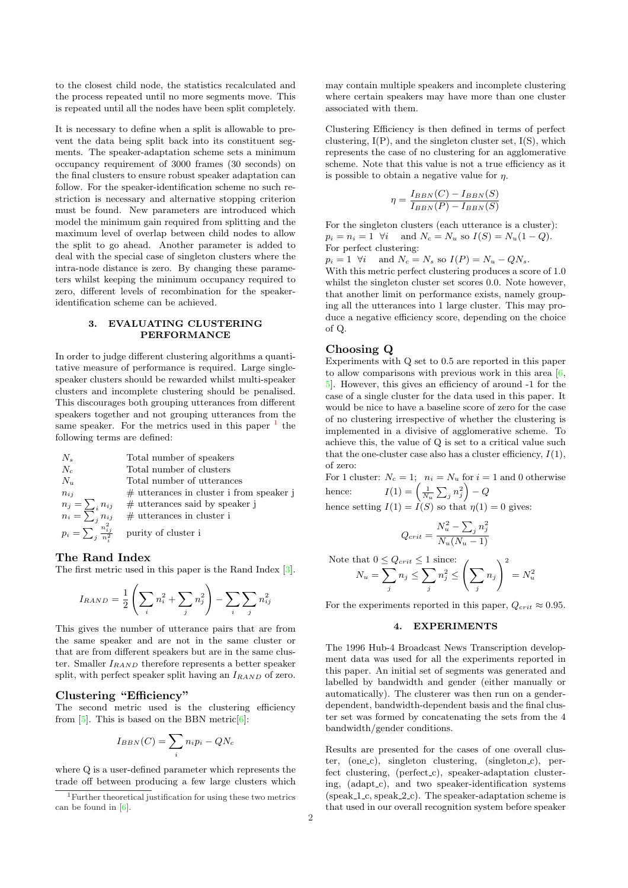to the closest child node, the statistics recalculated and the process repeated until no more segments move. This is repeated until all the nodes have been split completely.

It is necessary to define when a split is allowable to prevent the data being split back into its constituent segments. The speaker-adaptation scheme sets a minimum occupancy requirement of 3000 frames (30 seconds) on the final clusters to ensure robust speaker adaptation can follow. For the speaker-identification scheme no such restriction is necessary and alternative stopping criterion must be found. New parameters are introduced which model the minimum gain required from splitting and the maximum level of overlap between child nodes to allow the split to go ahead. Another parameter is added to deal with the special case of singleton clusters where the intra-node distance is zero. By changing these parameters whilst keeping the minimum occupancy required to zero, different levels of recombination for the speaker-identification scheme can be achieved.

## 3. EVALUATING CLUSTERING PERFORMANCE

In order to judge different clustering algorithms a quantitative measure of performance is required. Large single-speaker clusters should be rewarded whilst multi-speaker clusters and incomplete clustering should be penalised. This discourages both grouping utterances from different speakers together and not grouping utterances from the same speaker. For the metrics used in this paper [1] the following terms are defined:

| | |
|---|---|
| $N_s$ | Total number of speakers |
| $N_c$ | Total number of clusters |
| $N_u$ | Total number of utterances |
| $n_{ij}$ | # utterances in cluster i from speaker j |
| $n_j = \sum_i n_{ij}$ | # utterances said by speaker j |
| $n_i = \sum_j n_{ij}$ | # utterances in cluster i |
| $p_i = \sum_j \frac{n_{ij}^2}{n_i^2}$ | purity of cluster i |

### The Rand Index

The first metric used in this paper is the Rand Index [3].

$$I_{RAND} = \frac{1}{2}\left(\sum_i n_i^2 + \sum_j n_j^2\right) - \sum_i \sum_j n_{ij}^2$$

This gives the number of utterance pairs that are from the same speaker and are not in the same cluster or that are from different speakers but are in the same cluster. Smaller $I_{RAND}$ therefore represents a better speaker split, with perfect speaker split having an $I_{RAND}$ of zero.

### Clustering "Efficiency"

The second metric used is the clustering efficiency from [5]. This is based on the BBN metric[6]:

$$I_{BBN}(C) = \sum_i n_i p_i - QN_c$$

where Q is a user-defined parameter which represents the trade off between producing a few large clusters which may contain multiple speakers and incomplete clustering where certain speakers may have more than one cluster associated with them.

Clustering Efficiency is then defined in terms of perfect clustering, I(P), and the singleton cluster set, I(S), which represents the case of no clustering for an agglomerative scheme. Note that this value is not a true efficiency as it is possible to obtain a negative value for $\eta$.

$$\eta = \frac{I_{BBN}(C) - I_{BBN}(S)}{I_{BBN}(P) - I_{BBN}(S)}$$

For the singleton clusters (each utterance is a cluster):
$p_i = n_i = 1 \ \forall i$ and $N_c = N_u$ so $I(S) = N_u(1-Q)$.
For perfect clustering:
$p_i = 1 \ \forall i$ and $N_c = N_s$ so $I(P) = N_u - QN_s$.
With this metric perfect clustering produces a score of 1.0 whilst the singleton cluster set scores 0.0. Note however, that another limit on performance exists, namely grouping all the utterances into 1 large cluster. This may produce a negative efficiency score, depending on the choice of Q.

### Choosing Q

Experiments with Q set to 0.5 are reported in this paper to allow comparisons with previous work in this area [6, 5]. However, this gives an efficiency of around -1 for the case of a single cluster for the data used in this paper. It would be nice to have a baseline score of zero for the case of no clustering irrespective of whether the clustering is implemented in a divisive of agglomerative scheme. To achieve this, the value of Q is set to a critical value such that the one-cluster case also has a cluster efficiency, $I(1)$, of zero:

For 1 cluster: $N_c = 1$; $n_i = N_u$ for $i = 1$ and 0 otherwise
hence: $I(1) = \left(\frac{1}{N_u}\sum_j n_j^2\right) - Q$
hence setting $I(1) = I(S)$ so that $\eta(1) = 0$ gives:

$$Q_{crit} = \frac{N_u^2 - \sum_j n_j^2}{N_u(N_u - 1)}$$

Note that $0 \leq Q_{crit} \leq 1$ since:

$$N_u = \sum_j n_j \leq \sum_j n_j^2 \leq \left(\sum_j n_j\right)^2 = N_u^2$$

For the experiments reported in this paper, $Q_{crit} \approx 0.95$.

## 4. EXPERIMENTS

The 1996 Hub-4 Broadcast News Transcription development data was used for all the experiments reported in this paper. An initial set of segments was generated and labelled by bandwidth and gender (either manually or automatically). The clusterer was then run on a gender-dependent, bandwidth-dependent basis and the final cluster set was formed by concatenating the sets from the 4 bandwidth/gender conditions.

Results are presented for the cases of one overall cluster, (one_c), singleton clustering, (singleton_c), perfect clustering, (perfect_c), speaker-adaptation clustering, (adapt_c), and two speaker-identification systems (speak_1_c, speak_2_c). The speaker-adaptation scheme is that used in our overall recognition system before speaker

[1] Further theoretical justification for using these two metrics can be found in [6].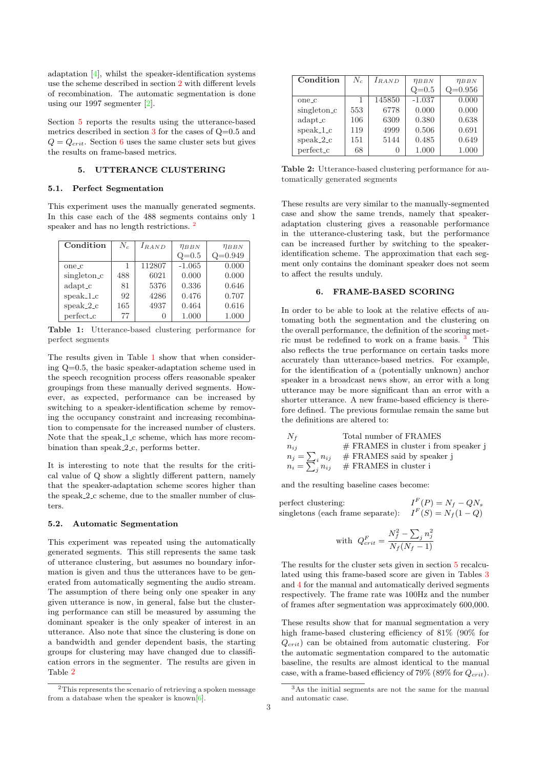adaptation [4], whilst the speaker-identification systems use the scheme described in section 2 with different levels of recombination. The automatic segmentation is done using our 1997 segmenter [2].

Section 5 reports the results using the utterance-based metrics described in section 3 for the cases of Q=0.5 and $Q = Q_{crit}$. Section 6 uses the same cluster sets but gives the results on frame-based metrics.

## 5. UTTERANCE CLUSTERING

### 5.1. Perfect Segmentation

This experiment uses the manually generated segments. In this case each of the 488 segments contains only 1 speaker and has no length restrictions. [2]

| Condition | $N_c$ | $I_{RAND}$ | $\eta_{BBN}$ Q=0.5 | $\eta_{BBN}$ Q=0.949 |
|---|---|---|---|---|
| one_c | 1 | 112807 | -1.065 | 0.000 |
| singleton_c | 488 | 6021 | 0.000 | 0.000 |
| adapt_c | 81 | 5376 | 0.336 | 0.646 |
| speak_1_c | 92 | 4286 | 0.476 | 0.707 |
| speak_2_c | 165 | 4937 | 0.464 | 0.616 |
| perfect_c | 77 | 0 | 1.000 | 1.000 |

**Table 1:** Utterance-based clustering performance for perfect segments

The results given in Table 1 show that when considering Q=0.5, the basic speaker-adaptation scheme used in the speech recognition process offers reasonable speaker groupings from these manually derived segments. However, as expected, performance can be increased by switching to a speaker-identification scheme by removing the occupancy constraint and increasing recombination to compensate for the increased number of clusters. Note that the speak_1_c scheme, which has more recombination than speak_2_c, performs better.

It is interesting to note that the results for the critical value of Q show a slightly different pattern, namely that the speaker-adaptation scheme scores higher than the speak_2_c scheme, due to the smaller number of clusters.

### 5.2. Automatic Segmentation

This experiment was repeated using the automatically generated segments. This still represents the same task of utterance clustering, but assumes no boundary information is given and thus the utterances have to be generated from automatically segmenting the audio stream. The assumption of there being only one speaker in any given utterance is now, in general, false but the clustering performance can still be measured by assuming the dominant speaker is the only speaker of interest in an utterance. Also note that since the clustering is done on a bandwidth and gender dependent basis, the starting groups for clustering may have changed due to classification errors in the segmenter. The results are given in Table 2

[2] This represents the scenario of retrieving a spoken message from a database when the speaker is known[6].

| Condition | $N_c$ | $I_{RAND}$ | $\eta_{BBN}$ Q=0.5 | $\eta_{BBN}$ Q=0.956 |
|---|---|---|---|---|
| one_c | 1 | 145850 | -1.037 | 0.000 |
| singleton_c | 553 | 6778 | 0.000 | 0.000 |
| adapt_c | 106 | 6309 | 0.380 | 0.638 |
| speak_1_c | 119 | 4999 | 0.506 | 0.691 |
| speak_2_c | 151 | 5144 | 0.485 | 0.649 |
| perfect_c | 68 | 0 | 1.000 | 1.000 |

**Table 2:** Utterance-based clustering performance for automatically generated segments

These results are very similar to the manually-segmented case and show the same trends, namely that speaker-adaptation clustering gives a reasonable performance in the utterance-clustering task, but the performance can be increased further by switching to the speaker-identification scheme. The approximation that each segment only contains the dominant speaker does not seem to affect the results unduly.

## 6. FRAME-BASED SCORING

In order to be able to look at the relative effects of automating both the segmentation and the clustering on the overall performance, the definition of the scoring metric must be redefined to work on a frame basis. [3] This also reflects the true performance on certain tasks more accurately than utterance-based metrics. For example, for the identification of a (potentially unknown) anchor speaker in a broadcast news show, an error with a long utterance may be more significant than an error with a shorter utterance. A new frame-based efficiency is therefore defined. The previous formulae remain the same but the definitions are altered to:

| | |
|---|---|
| $N_f$ | Total number of FRAMES |
| $n_{ij}$ | # FRAMES in cluster i from speaker j |
| $n_j = \sum_i n_{ij}$ | # FRAMES said by speaker j |
| $n_i = \sum_j n_{ij}$ | # FRAMES in cluster i |

and the resulting baseline cases become:

perfect clustering: $I^F(P) = N_f - QN_s$

singletons (each frame separate): $I^F(S) = N_f(1 - Q)$

$$\text{with } Q^F_{crit} = \frac{N_f^2 - \sum_j n_j^2}{N_f(N_f - 1)}$$

The results for the cluster sets given in section 5 recalculated using this frame-based score are given in Tables 3 and 4 for the manual and automatically derived segments respectively. The frame rate was 100Hz and the number of frames after segmentation was approximately 600,000.

These results show that for manual segmentation a very high frame-based clustering efficiency of 81% (90% for $Q_{crit}$) can be obtained from automatic clustering. For the automatic segmentation compared to the automatic baseline, the results are almost identical to the manual case, with a frame-based efficiency of 79% (89% for $Q_{crit}$).

[3] As the initial segments are not the same for the manual and automatic case.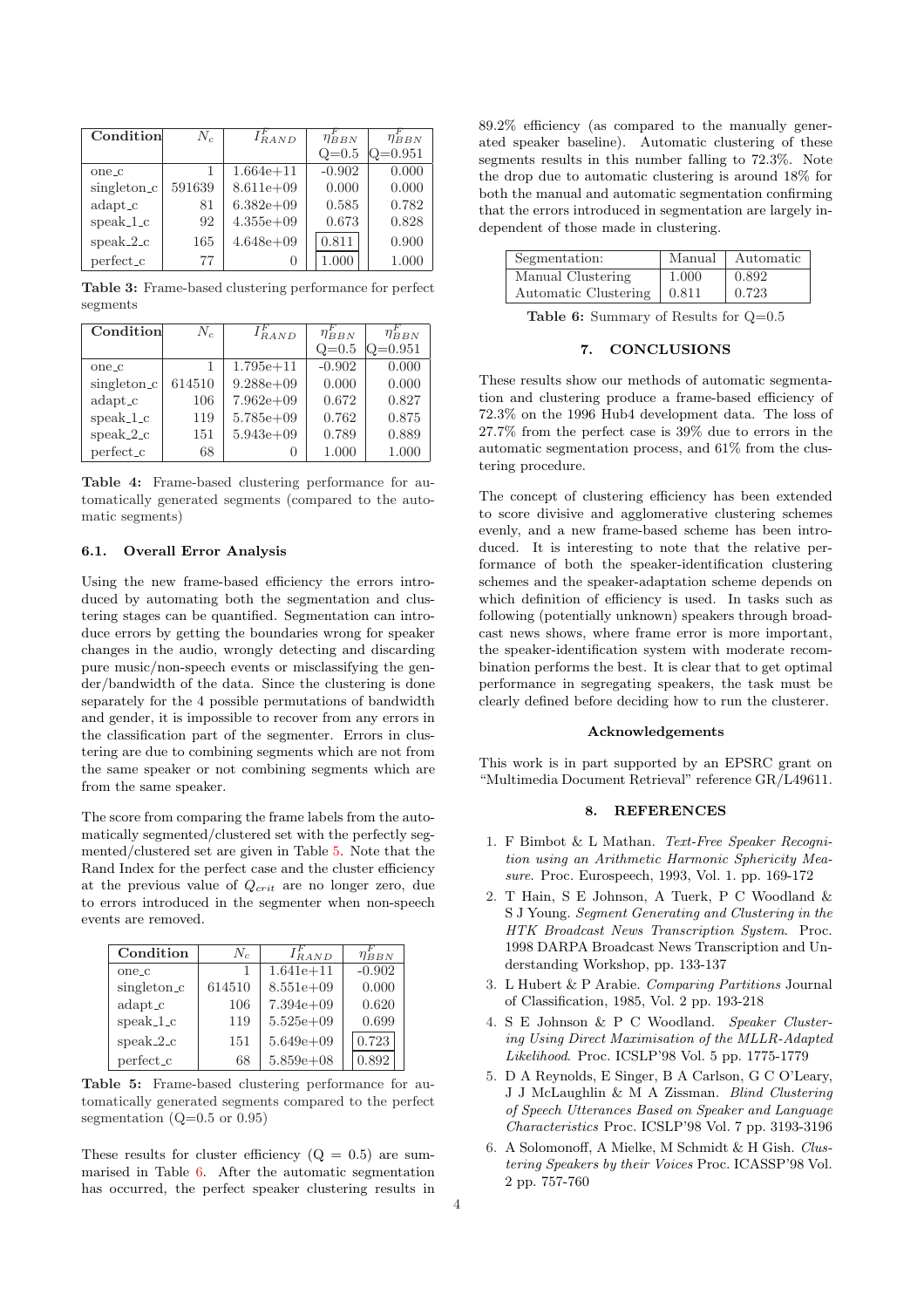| Condition | $N_c$ | $I^F_{RAND}$ | $\eta^F_{BBN}$ Q=0.5 | $\eta^F_{BBN}$ Q=0.951 |
|---|---|---|---|---|
| one_c | 1 | 1.664e+11 | -0.902 | 0.000 |
| singleton_c | 591639 | 8.611e+09 | 0.000 | 0.000 |
| adapt_c | 81 | 6.382e+09 | 0.585 | 0.782 |
| speak_1_c | 92 | 4.355e+09 | 0.673 | 0.828 |
| speak_2_c | 165 | 4.648e+09 | 0.811 | 0.900 |
| perfect_c | 77 | 0 | 1.000 | 1.000 |

**Table 3:** Frame-based clustering performance for perfect segments

| Condition | $N_c$ | $I^F_{RAND}$ | $\eta^F_{BBN}$ Q=0.5 | $\eta^F_{BBN}$ Q=0.951 |
|---|---|---|---|---|
| one_c | 1 | 1.795e+11 | -0.902 | 0.000 |
| singleton_c | 614510 | 9.288e+09 | 0.000 | 0.000 |
| adapt_c | 106 | 7.962e+09 | 0.672 | 0.827 |
| speak_1_c | 119 | 5.785e+09 | 0.762 | 0.875 |
| speak_2_c | 151 | 5.943e+09 | 0.789 | 0.889 |
| perfect_c | 68 | 0 | 1.000 | 1.000 |

**Table 4:** Frame-based clustering performance for automatically generated segments (compared to the automatic segments)

### 6.1. Overall Error Analysis

Using the new frame-based efficiency the errors introduced by automating both the segmentation and clustering stages can be quantified. Segmentation can introduce errors by getting the boundaries wrong for speaker changes in the audio, wrongly detecting and discarding pure music/non-speech events or misclassifying the gender/bandwidth of the data. Since the clustering is done separately for the 4 possible permutations of bandwidth and gender, it is impossible to recover from any errors in the classification part of the segmenter. Errors in clustering are due to combining segments which are not from the same speaker or not combining segments which are from the same speaker.

The score from comparing the frame labels from the automatically segmented/clustered set with the perfectly segmented/clustered set are given in Table 5. Note that the Rand Index for the perfect case and the cluster efficiency at the previous value of $Q_{crit}$ are no longer zero, due to errors introduced in the segmenter when non-speech events are removed.

| Condition | $N_c$ | $I^F_{RAND}$ | $\eta^F_{BBN}$ |
|---|---|---|---|
| one_c | 1 | 1.641e+11 | -0.902 |
| singleton_c | 614510 | 8.551e+09 | 0.000 |
| adapt_c | 106 | 7.394e+09 | 0.620 |
| speak_1_c | 119 | 5.525e+09 | 0.699 |
| speak_2_c | 151 | 5.649e+09 | 0.723 |
| perfect_c | 68 | 5.859e+08 | 0.892 |

**Table 5:** Frame-based clustering performance for automatically generated segments compared to the perfect segmentation (Q=0.5 or 0.95)

These results for cluster efficiency (Q = 0.5) are summarised in Table 6. After the automatic segmentation has occurred, the perfect speaker clustering results in 89.2% efficiency (as compared to the manually generated speaker baseline). Automatic clustering of these segments results in this number falling to 72.3%. Note the drop due to automatic clustering is around 18% for both the manual and automatic segmentation confirming that the errors introduced in segmentation are largely independent of those made in clustering.

| Segmentation: | Manual | Automatic |
|---|---|---|
| Manual Clustering | 1.000 | 0.892 |
| Automatic Clustering | 0.811 | 0.723 |

**Table 6:** Summary of Results for Q=0.5

## 7. CONCLUSIONS

These results show our methods of automatic segmentation and clustering produce a frame-based efficiency of 72.3% on the 1996 Hub4 development data. The loss of 27.7% from the perfect case is 39% due to errors in the automatic segmentation process, and 61% from the clustering procedure.

The concept of clustering efficiency has been extended to score divisive and agglomerative clustering schemes evenly, and a new frame-based scheme has been introduced. It is interesting to note that the relative performance of both the speaker-identification clustering schemes and the speaker-adaptation scheme depends on which definition of efficiency is used. In tasks such as following (potentially unknown) speakers through broadcast news shows, where frame error is more important, the speaker-identification system with moderate recombination performs the best. It is clear that to get optimal performance in segregating speakers, the task must be clearly defined before deciding how to run the clusterer.

### Acknowledgements

This work is in part supported by an EPSRC grant on "Multimedia Document Retrieval" reference GR/L49611.

## 8. REFERENCES

1. F Bimbot & L Mathan. *Text-Free Speaker Recognition using an Arithmetic Harmonic Sphericity Measure.* Proc. Eurospeech, 1993, Vol. 1. pp. 169-172
2. T Hain, S E Johnson, A Tuerk, P C Woodland & S J Young. *Segment Generating and Clustering in the HTK Broadcast News Transcription System*. Proc. 1998 DARPA Broadcast News Transcription and Understanding Workshop, pp. 133-137
3. L Hubert & P Arabie. *Comparing Partitions* Journal of Classification, 1985, Vol. 2 pp. 193-218
4. S E Johnson & P C Woodland. *Speaker Clustering Using Direct Maximisation of the MLLR-Adapted Likelihood*. Proc. ICSLP'98 Vol. 5 pp. 1775-1779
5. D A Reynolds, E Singer, B A Carlson, G C O'Leary, J J McLaughlin & M A Zissman. *Blind Clustering of Speech Utterances Based on Speaker and Language Characteristics* Proc. ICSLP'98 Vol. 7 pp. 3193-3196
6. A Solomonoff, A Mielke, M Schmidt & H Gish. *Clustering Speakers by their Voices* Proc. ICASSP'98 Vol. 2 pp. 757-760